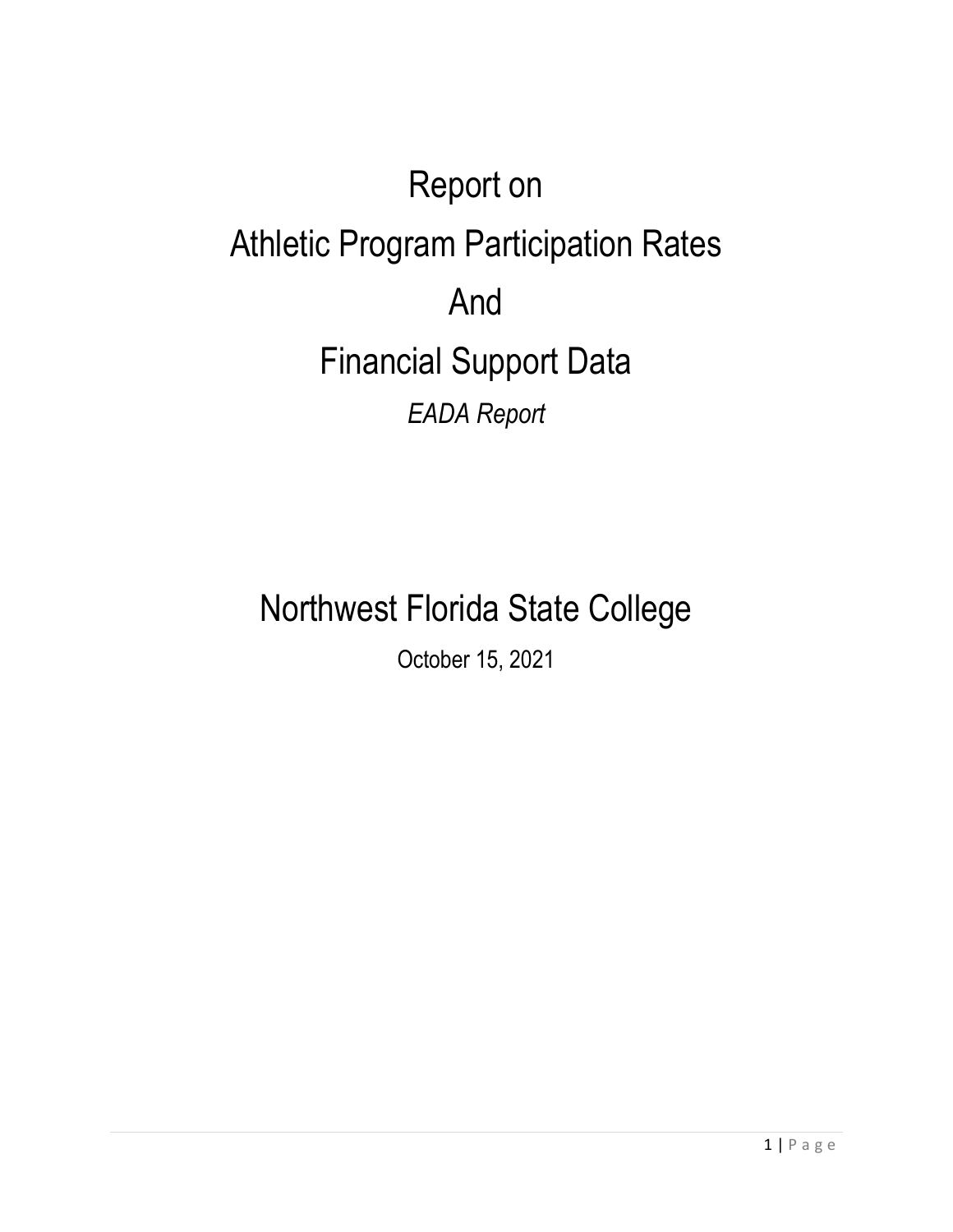# Report on
# Athletic Program Participation Rates
# And
# Financial Support Data

*EADA Report*

## Northwest Florida State College

October 15, 2021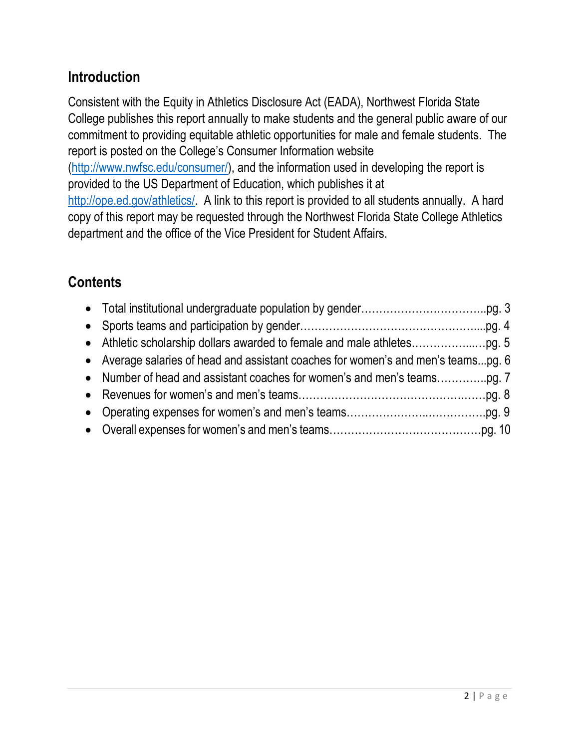## Introduction

Consistent with the Equity in Athletics Disclosure Act (EADA), Northwest Florida State College publishes this report annually to make students and the general public aware of our commitment to providing equitable athletic opportunities for male and female students. The report is posted on the College's Consumer Information website (http://www.nwfsc.edu/consumer/), and the information used in developing the report is provided to the US Department of Education, which publishes it at http://ope.ed.gov/athletics/. A link to this report is provided to all students annually. A hard copy of this report may be requested through the Northwest Florida State College Athletics department and the office of the Vice President for Student Affairs.

## Contents

- Total institutional undergraduate population by gender……………………………..pg. 3
- Sports teams and participation by gender…………………………………………....pg. 4
- Athletic scholarship dollars awarded to female and male athletes……………..….pg. 5
- Average salaries of head and assistant coaches for women's and men's teams...pg. 6
- Number of head and assistant coaches for women's and men's teams…………..pg. 7
- Revenues for women's and men's teams………………………….………….….…pg. 8
- Operating expenses for women's and men's teams…………………..…………….pg. 9
- Overall expenses for women's and men's teams……………………………………pg. 10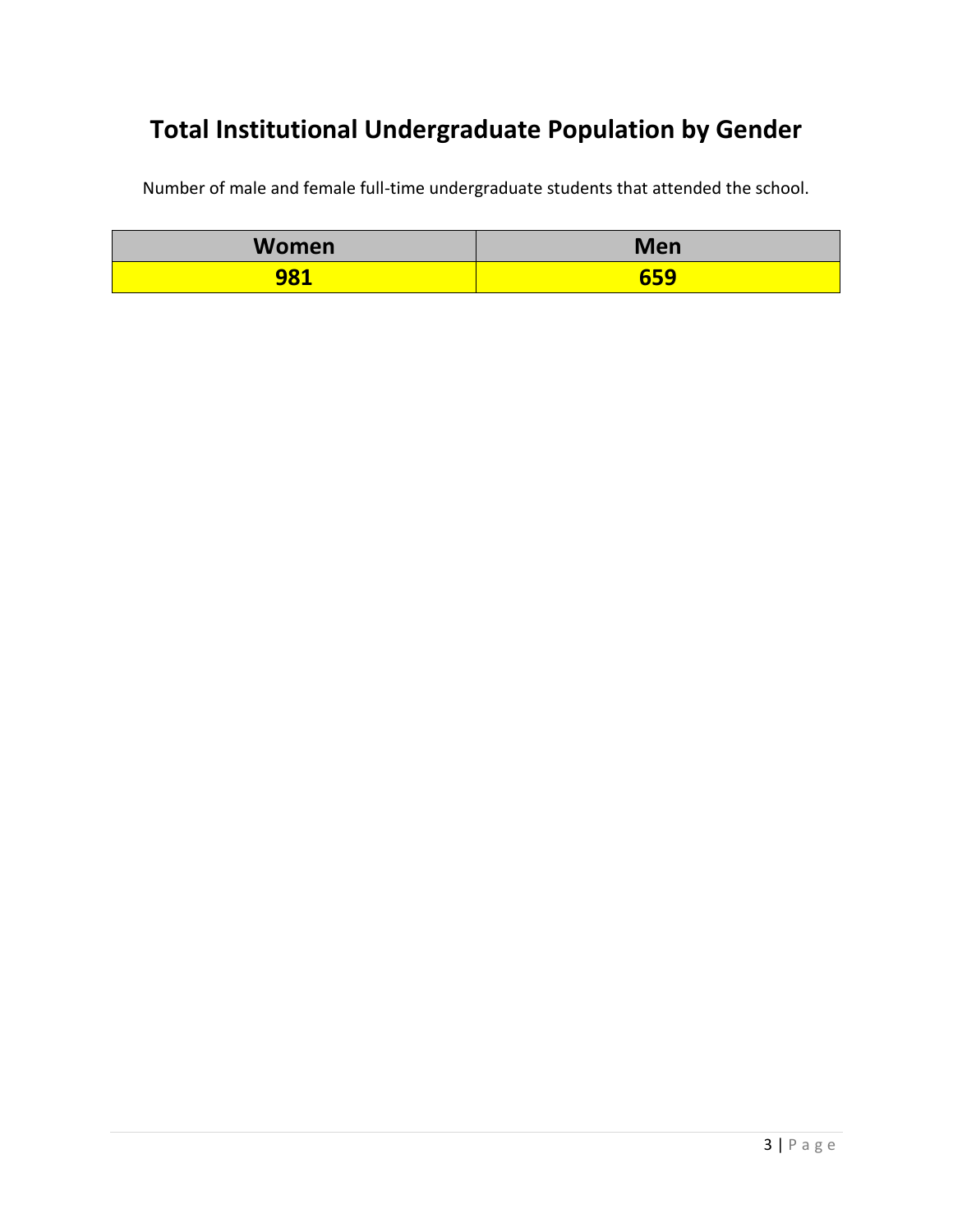# Total Institutional Undergraduate Population by Gender

Number of male and female full-time undergraduate students that attended the school.

| Women | Men |
| --- | --- |
| **981** | **659** |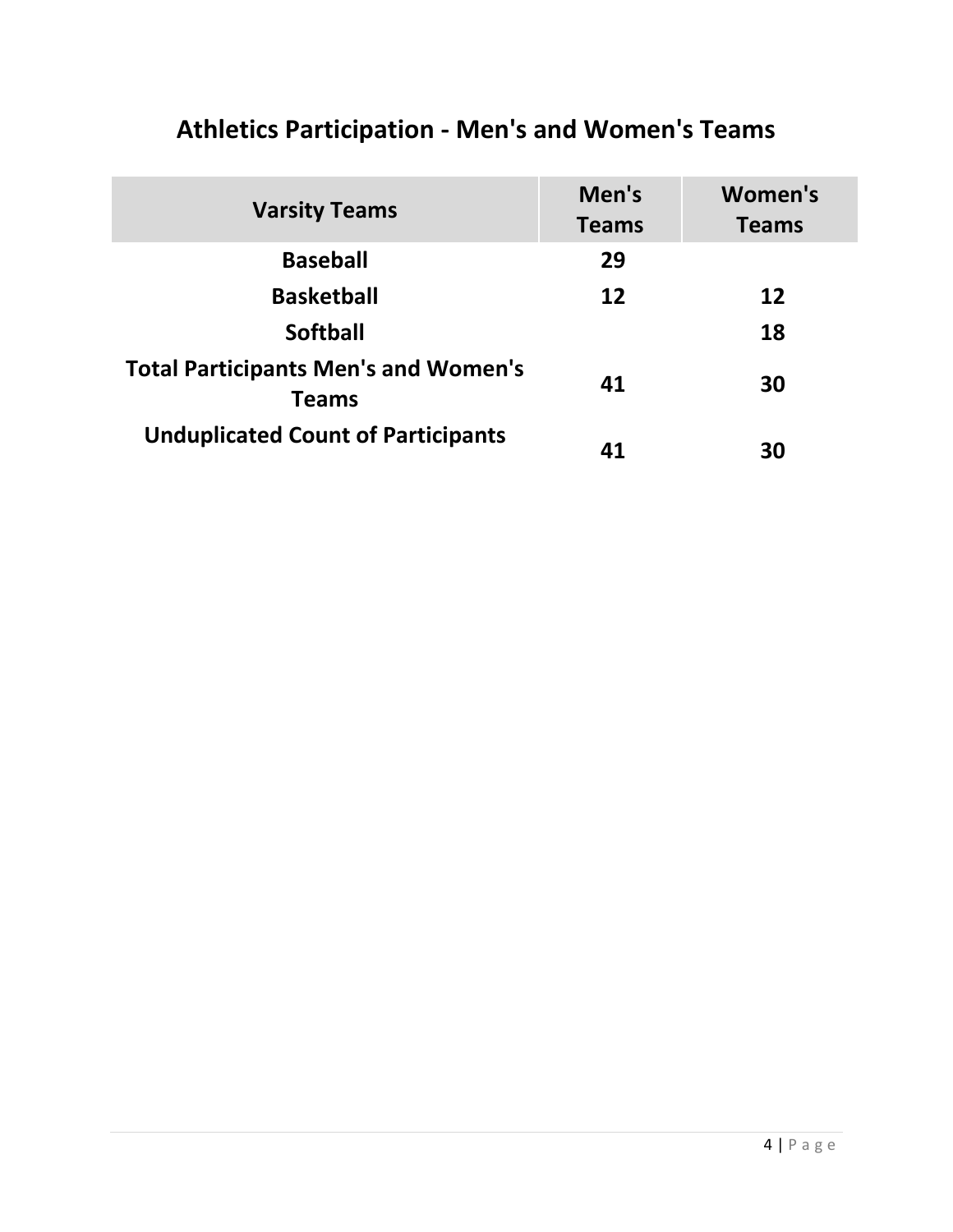# Athletics Participation - Men's and Women's Teams

| Varsity Teams | Men's Teams | Women's Teams |
|---|---|---|
| **Baseball** | **29** | |
| **Basketball** | **12** | **12** |
| **Softball** | | **18** |
| **Total Participants Men's and Women's Teams** | **41** | **30** |
| **Unduplicated Count of Participants** | **41** | **30** |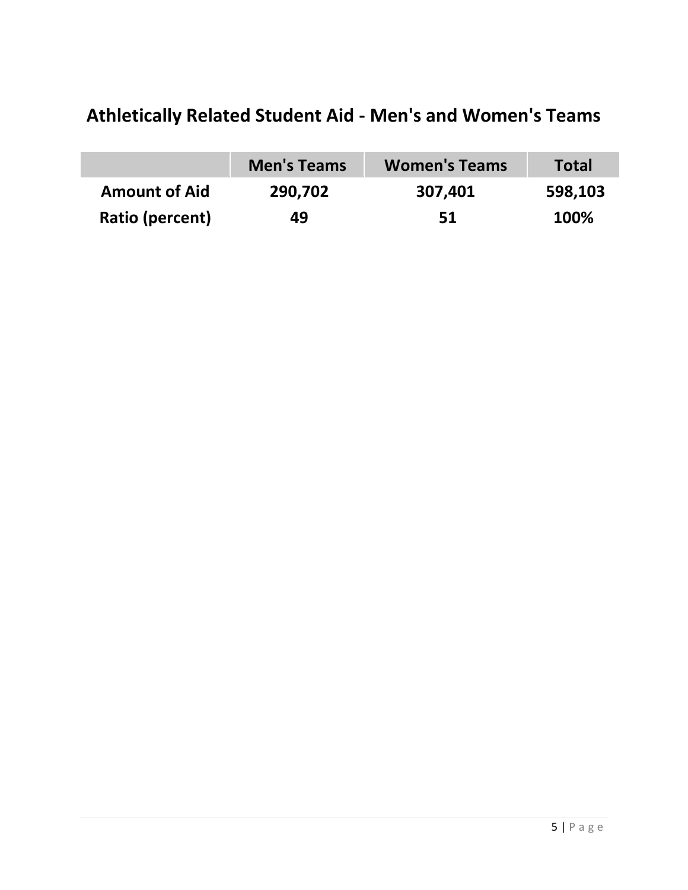## Athletically Related Student Aid - Men's and Women's Teams

| | Men's Teams | Women's Teams | Total |
|---|---|---|---|
| **Amount of Aid** | **290,702** | **307,401** | **598,103** |
| **Ratio (percent)** | **49** | **51** | **100%** |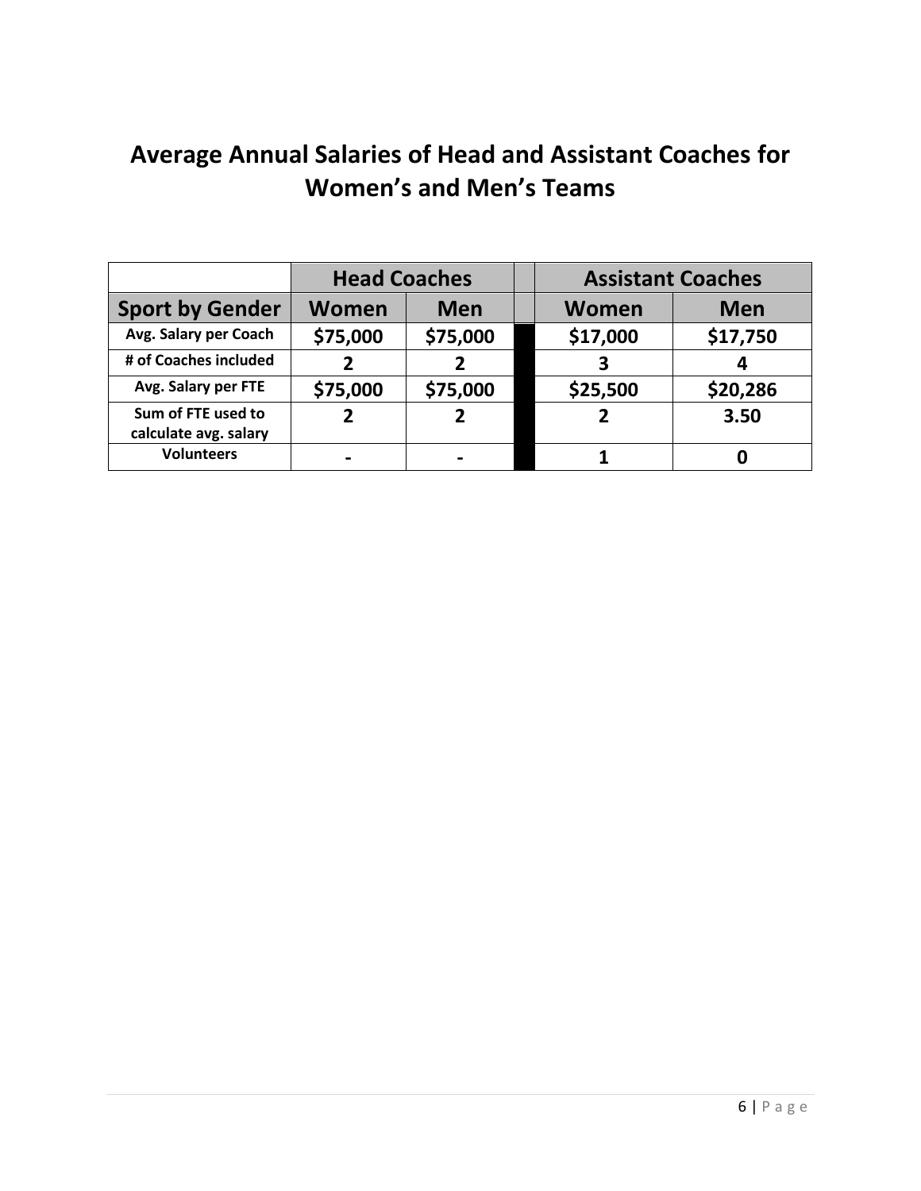# Average Annual Salaries of Head and Assistant Coaches for Women's and Men's Teams

| | Head Coaches | | | Assistant Coaches | |
|---|---|---|---|---|---|
| **Sport by Gender** | **Women** | **Men** | | **Women** | **Men** |
| **Avg. Salary per Coach** | **$75,000** | **$75,000** | | **$17,000** | **$17,750** |
| **# of Coaches included** | **2** | **2** | | **3** | **4** |
| **Avg. Salary per FTE** | **$75,000** | **$75,000** | | **$25,500** | **$20,286** |
| **Sum of FTE used to calculate avg. salary** | **2** | **2** | | **2** | **3.50** |
| **Volunteers** | **-** | **-** | | **1** | **0** |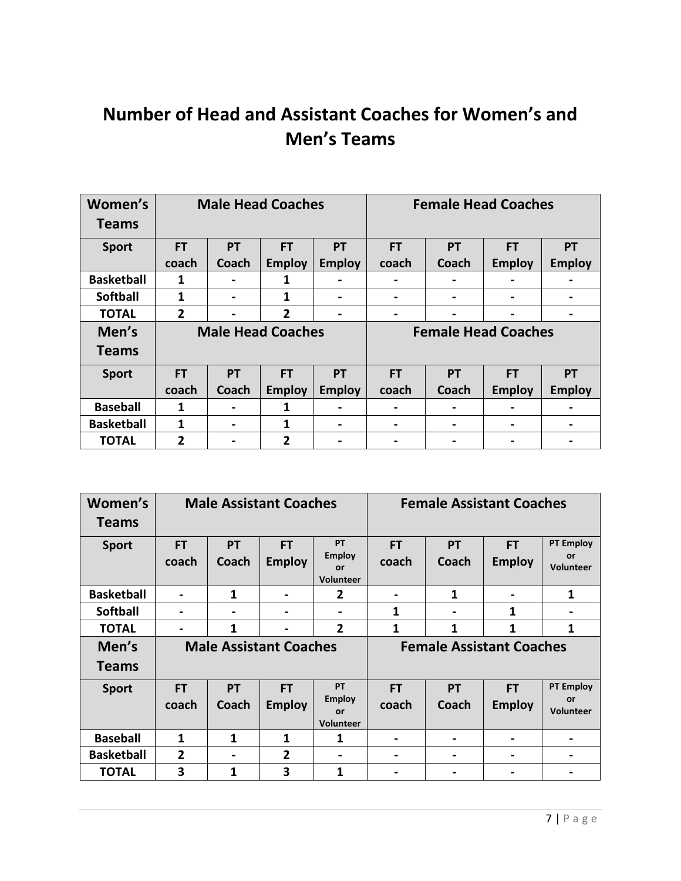# Number of Head and Assistant Coaches for Women's and Men's Teams

| Women's Teams | Male Head Coaches | | | | Female Head Coaches | | | |
|---|---|---|---|---|---|---|---|---|
| **Sport** | **FT coach** | **PT Coach** | **FT Employ** | **PT Employ** | **FT coach** | **PT Coach** | **FT Employ** | **PT Employ** |
| **Basketball** | 1 | - | 1 | - | - | - | - | - |
| **Softball** | 1 | - | 1 | - | - | - | - | - |
| **TOTAL** | 2 | - | 2 | - | - | - | - | - |
| **Men's Teams** | **Male Head Coaches** | | | | **Female Head Coaches** | | | |
| **Sport** | **FT coach** | **PT Coach** | **FT Employ** | **PT Employ** | **FT coach** | **PT Coach** | **FT Employ** | **PT Employ** |
| **Baseball** | 1 | - | 1 | - | - | - | - | - |
| **Basketball** | 1 | - | 1 | - | - | - | - | - |
| **TOTAL** | 2 | - | 2 | - | - | - | - | - |

| Women's Teams | Male Assistant Coaches | | | | Female Assistant Coaches | | | |
|---|---|---|---|---|---|---|---|---|
| **Sport** | **FT coach** | **PT Coach** | **FT Employ** | **PT Employ or Volunteer** | **FT coach** | **PT Coach** | **FT Employ** | **PT Employ or Volunteer** |
| **Basketball** | - | 1 | - | 2 | - | 1 | - | 1 |
| **Softball** | - | - | - | - | 1 | - | 1 | - |
| **TOTAL** | - | 1 | - | 2 | 1 | 1 | 1 | 1 |
| **Men's Teams** | **Male Assistant Coaches** | | | | **Female Assistant Coaches** | | | |
| **Sport** | **FT coach** | **PT Coach** | **FT Employ** | **PT Employ or Volunteer** | **FT coach** | **PT Coach** | **FT Employ** | **PT Employ or Volunteer** |
| **Baseball** | 1 | 1 | 1 | 1 | - | - | - | - |
| **Basketball** | 2 | - | 2 | - | - | - | - | - |
| **TOTAL** | 3 | 1 | 3 | 1 | - | - | - | - |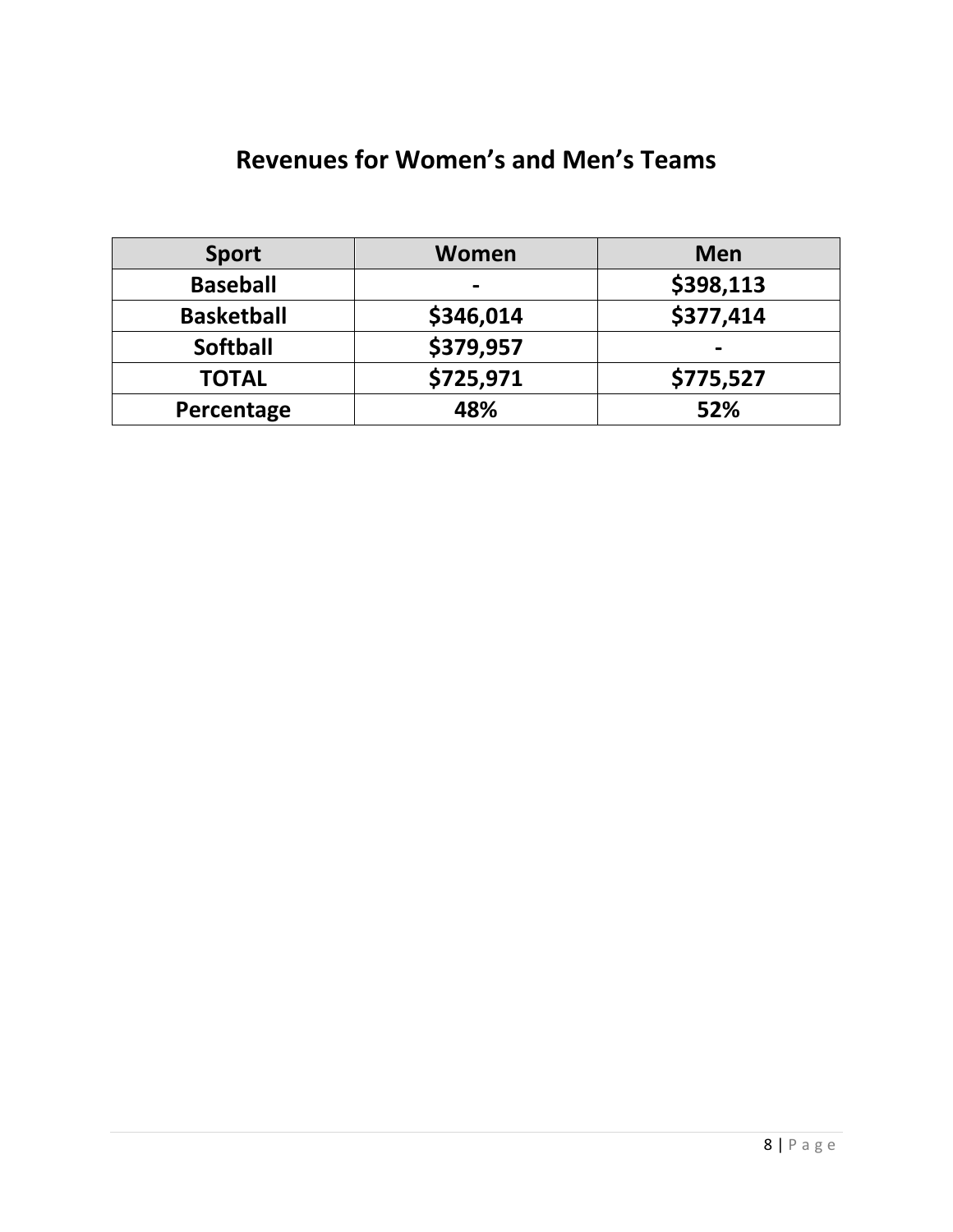# Revenues for Women's and Men's Teams

| Sport | Women | Men |
|---|---|---|
| **Baseball** | **-** | **$398,113** |
| **Basketball** | **$346,014** | **$377,414** |
| **Softball** | **$379,957** | **-** |
| **TOTAL** | **$725,971** | **$775,527** |
| **Percentage** | **48%** | **52%** |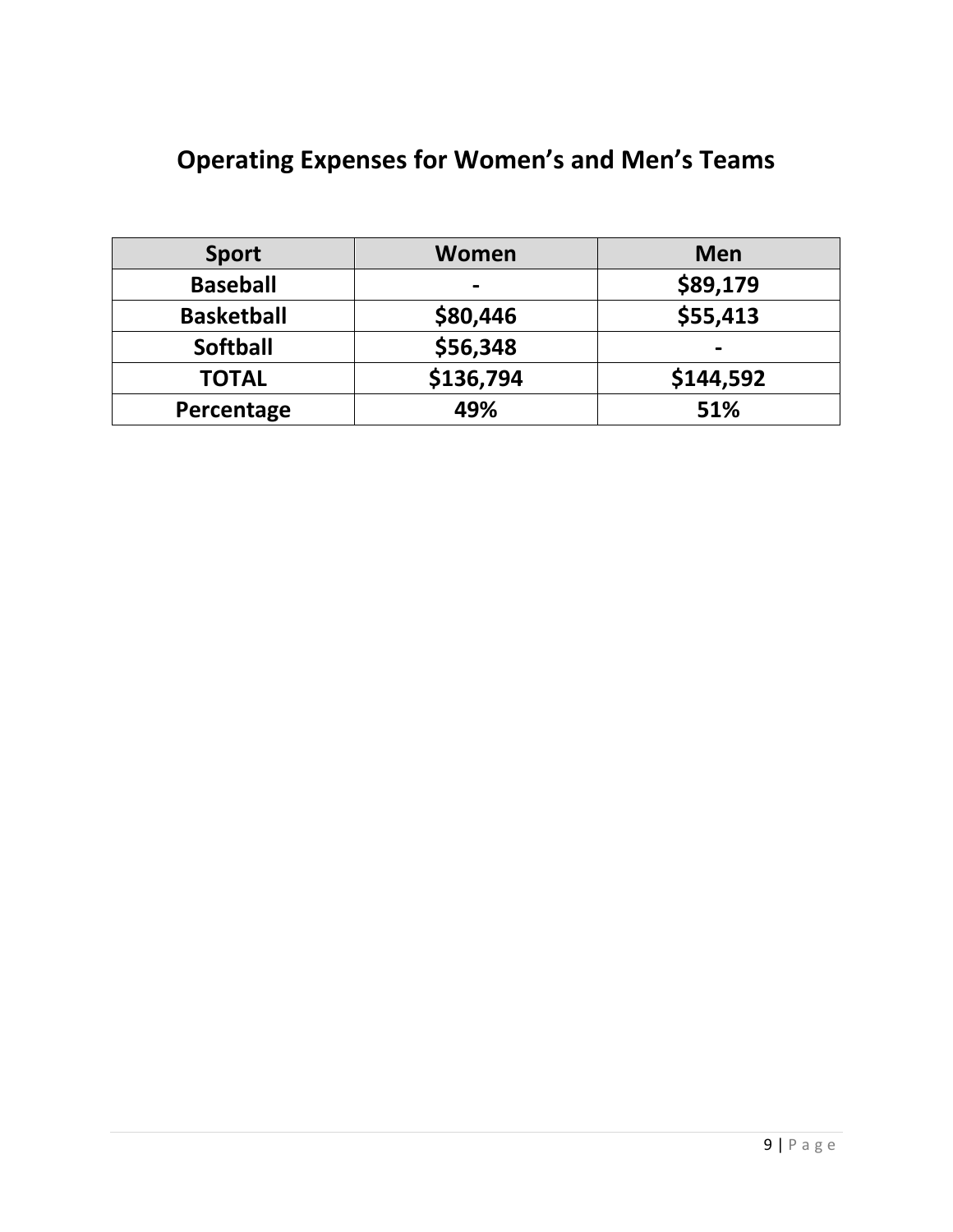# Operating Expenses for Women's and Men's Teams

| Sport | Women | Men |
|---|---|---|
| **Baseball** | **-** | **$89,179** |
| **Basketball** | **$80,446** | **$55,413** |
| **Softball** | **$56,348** | **-** |
| **TOTAL** | **$136,794** | **$144,592** |
| **Percentage** | **49%** | **51%** |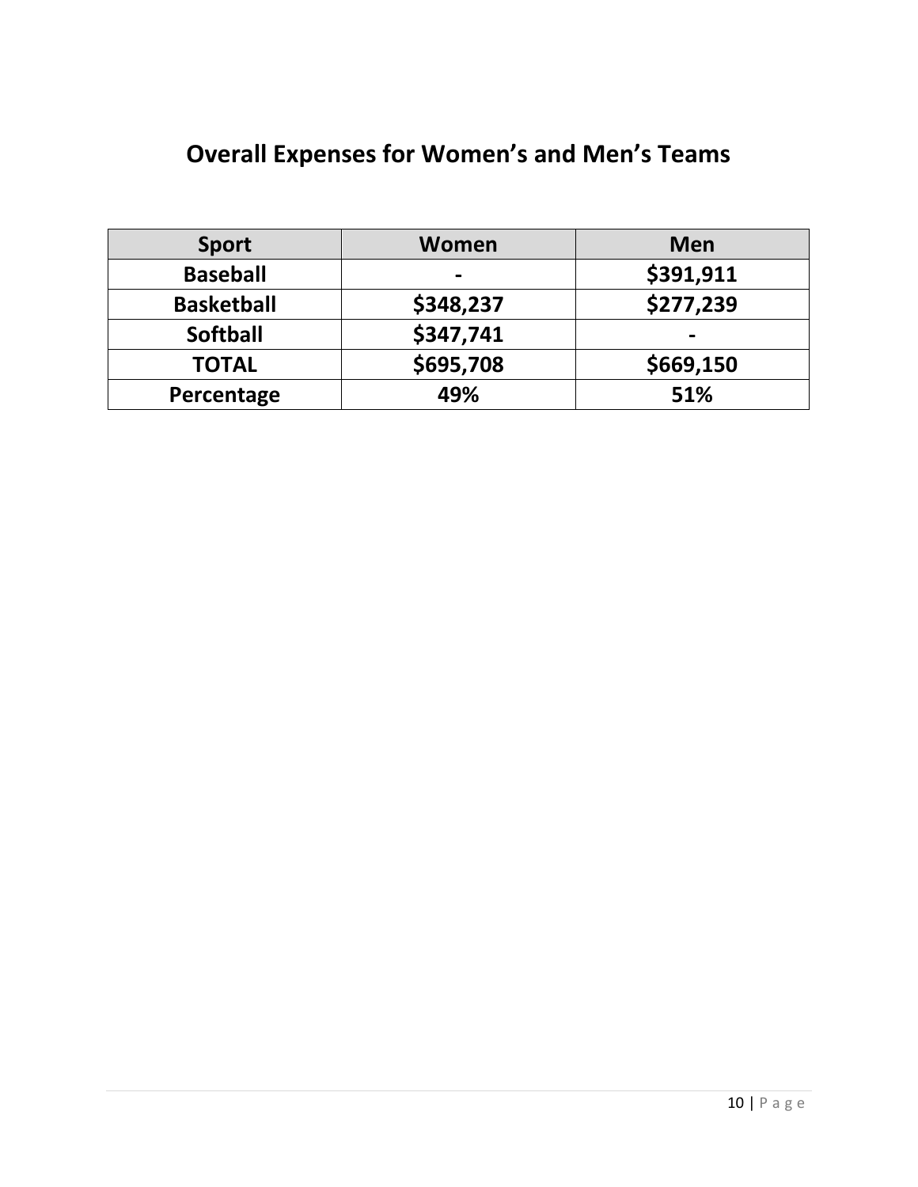# Overall Expenses for Women's and Men's Teams

| Sport | Women | Men |
|---|---|---|
| Baseball | - | $391,911 |
| Basketball | $348,237 | $277,239 |
| Softball | $347,741 | - |
| TOTAL | $695,708 | $669,150 |
| Percentage | 49% | 51% |